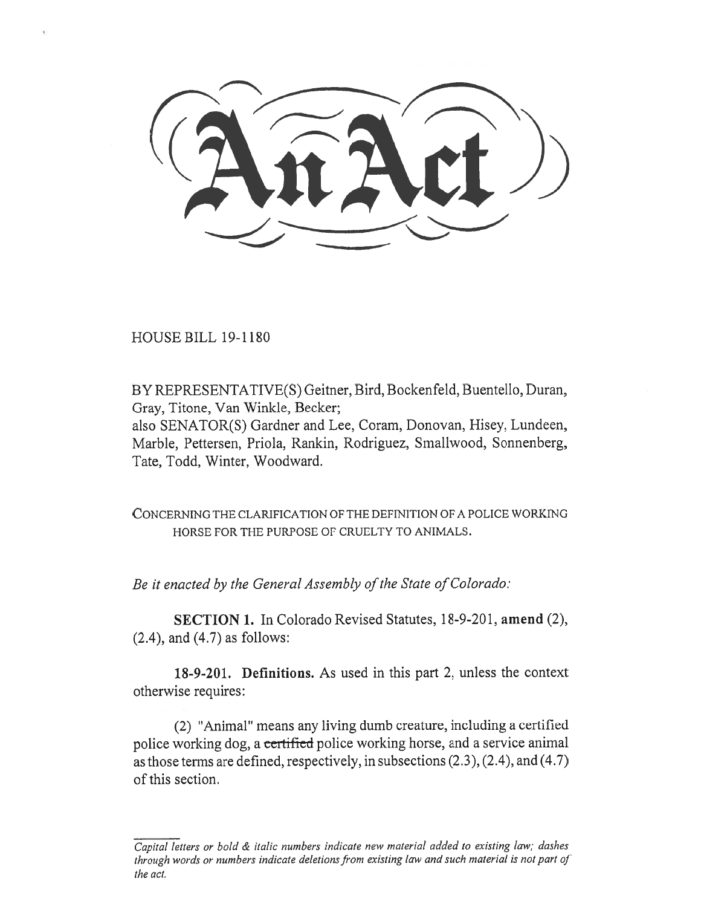# An Act

HOUSE BILL 19-1180

BY REPRESENTATIVE(S) Geitner, Bird, Bockenfeld, Buentello, Duran, Gray, Titone, Van Winkle, Becker;
also SENATOR(S) Gardner and Lee, Coram, Donovan, Hisey, Lundeen, Marble, Pettersen, Priola, Rankin, Rodriguez, Smallwood, Sonnenberg, Tate, Todd, Winter, Woodward.

CONCERNING THE CLARIFICATION OF THE DEFINITION OF A POLICE WORKING HORSE FOR THE PURPOSE OF CRUELTY TO ANIMALS.

*Be it enacted by the General Assembly of the State of Colorado:*

**SECTION 1.** In Colorado Revised Statutes, 18-9-201, **amend** (2), (2.4), and (4.7) as follows:

**18-9-201. Definitions.** As used in this part 2, unless the context otherwise requires:

(2) "Animal" means any living dumb creature, including a certified police working dog, a ~~certified~~ police working horse, and a service animal as those terms are defined, respectively, in subsections (2.3), (2.4), and (4.7) of this section.

*Capital letters or bold & italic numbers indicate new material added to existing law; dashes through words or numbers indicate deletions from existing law and such material is not part of the act.*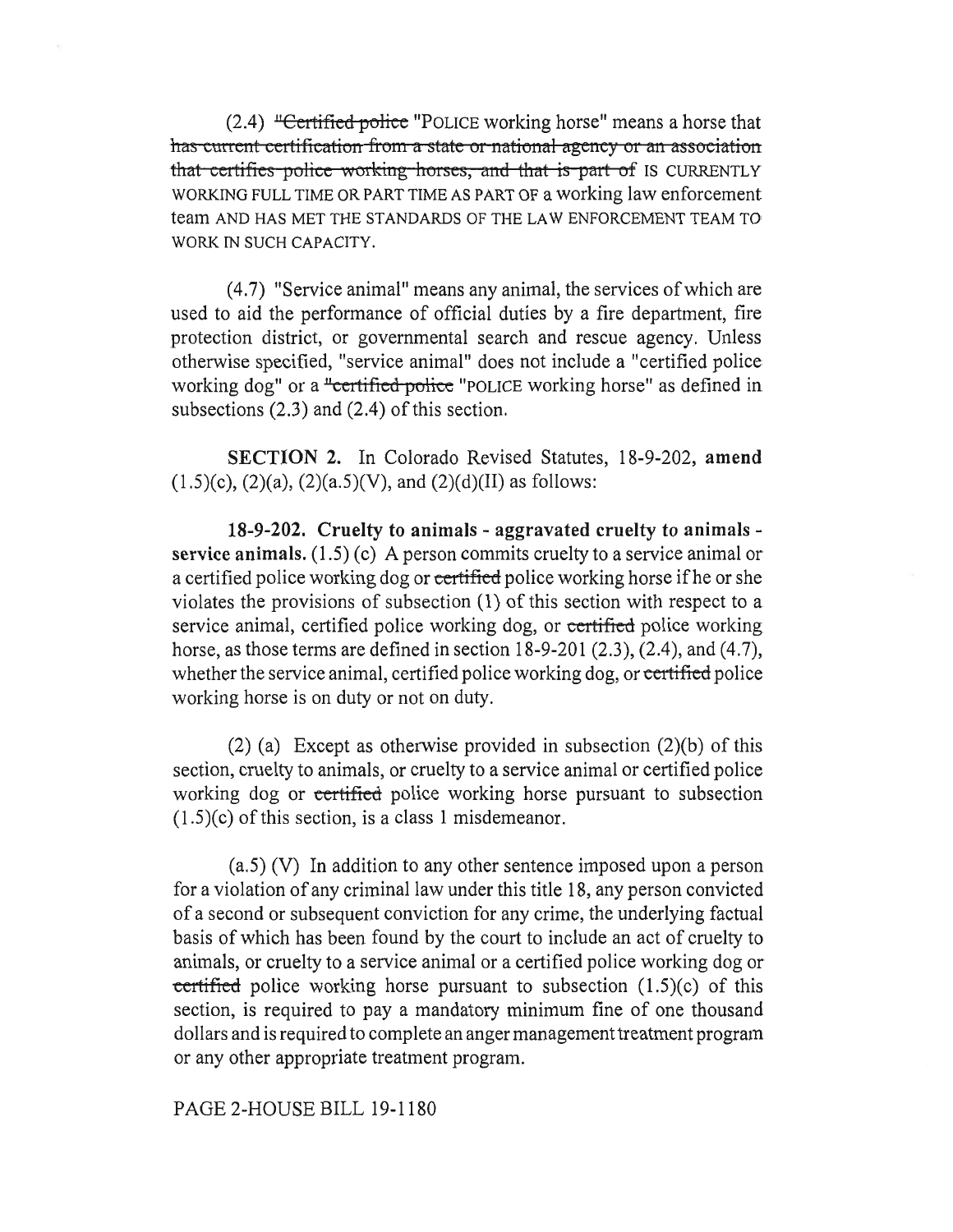(2.4) ~~"Certified police~~ "POLICE working horse" means a horse that ~~has current certification from a state or national agency or an association that certifies police working horses, and that is part of~~ IS CURRENTLY WORKING FULL TIME OR PART TIME AS PART OF a working law enforcement team AND HAS MET THE STANDARDS OF THE LAW ENFORCEMENT TEAM TO WORK IN SUCH CAPACITY.

(4.7) "Service animal" means any animal, the services of which are used to aid the performance of official duties by a fire department, fire protection district, or governmental search and rescue agency. Unless otherwise specified, "service animal" does not include a "certified police working dog" or a ~~"certified police~~ "POLICE working horse" as defined in subsections (2.3) and (2.4) of this section.

**SECTION 2.** In Colorado Revised Statutes, 18-9-202, **amend** (1.5)(c), (2)(a), (2)(a.5)(V), and (2)(d)(II) as follows:

**18-9-202. Cruelty to animals - aggravated cruelty to animals - service animals.** (1.5) (c) A person commits cruelty to a service animal or a certified police working dog or ~~certified~~ police working horse if he or she violates the provisions of subsection (1) of this section with respect to a service animal, certified police working dog, or ~~certified~~ police working horse, as those terms are defined in section 18-9-201 (2.3), (2.4), and (4.7), whether the service animal, certified police working dog, or ~~certified~~ police working horse is on duty or not on duty.

(2) (a) Except as otherwise provided in subsection (2)(b) of this section, cruelty to animals, or cruelty to a service animal or certified police working dog or ~~certified~~ police working horse pursuant to subsection (1.5)(c) of this section, is a class 1 misdemeanor.

(a.5) (V) In addition to any other sentence imposed upon a person for a violation of any criminal law under this title 18, any person convicted of a second or subsequent conviction for any crime, the underlying factual basis of which has been found by the court to include an act of cruelty to animals, or cruelty to a service animal or a certified police working dog or ~~certified~~ police working horse pursuant to subsection (1.5)(c) of this section, is required to pay a mandatory minimum fine of one thousand dollars and is required to complete an anger management treatment program or any other appropriate treatment program.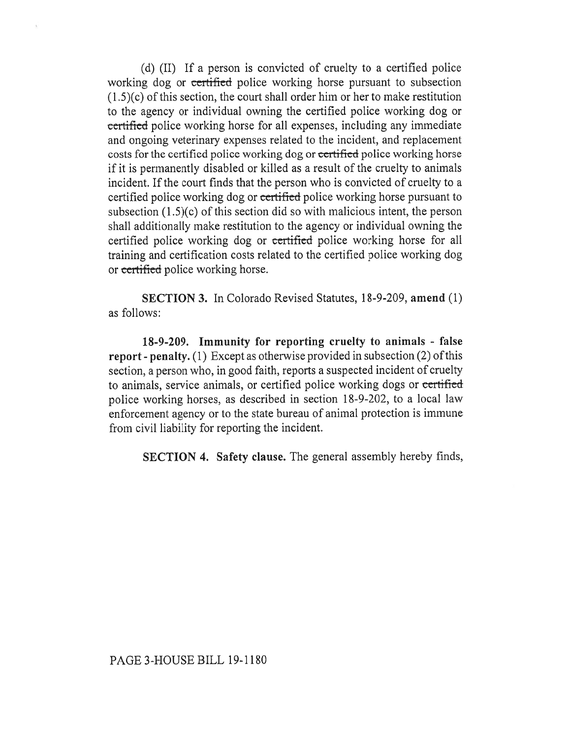(d) (II) If a person is convicted of cruelty to a certified police working dog or ~~certified~~ police working horse pursuant to subsection (1.5)(c) of this section, the court shall order him or her to make restitution to the agency or individual owning the certified police working dog or ~~certified~~ police working horse for all expenses, including any immediate and ongoing veterinary expenses related to the incident, and replacement costs for the certified police working dog or ~~certified~~ police working horse if it is permanently disabled or killed as a result of the cruelty to animals incident. If the court finds that the person who is convicted of cruelty to a certified police working dog or ~~certified~~ police working horse pursuant to subsection (1.5)(c) of this section did so with malicious intent, the person shall additionally make restitution to the agency or individual owning the certified police working dog or ~~certified~~ police working horse for all training and certification costs related to the certified police working dog or ~~certified~~ police working horse.

**SECTION 3.** In Colorado Revised Statutes, 18-9-209, **amend** (1) as follows:

**18-9-209. Immunity for reporting cruelty to animals - false report - penalty.** (1) Except as otherwise provided in subsection (2) of this section, a person who, in good faith, reports a suspected incident of cruelty to animals, service animals, or certified police working dogs or ~~certified~~ police working horses, as described in section 18-9-202, to a local law enforcement agency or to the state bureau of animal protection is immune from civil liability for reporting the incident.

**SECTION 4. Safety clause.** The general assembly hereby finds,

PAGE 3-HOUSE BILL 19-1180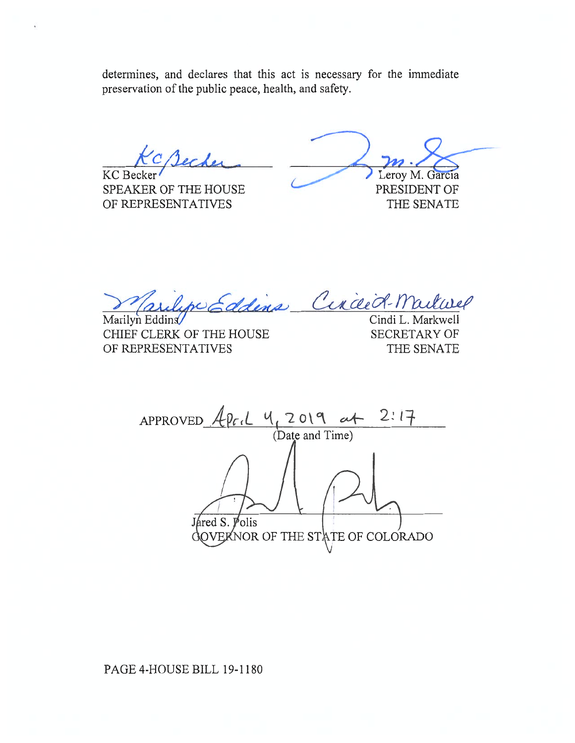determines, and declares that this act is necessary for the immediate preservation of the public peace, health, and safety.

KC Becker
SPEAKER OF THE HOUSE
OF REPRESENTATIVES

Leroy M. Garcia
PRESIDENT OF
THE SENATE

Marilyn Eddins
CHIEF CLERK OF THE HOUSE
OF REPRESENTATIVES

Cindi L. Markwell
SECRETARY OF
THE SENATE

APPROVED April 4, 2019 at 2:17
(Date and Time)

Jared S. Polis
GOVERNOR OF THE STATE OF COLORADO

PAGE 4-HOUSE BILL 19-1180